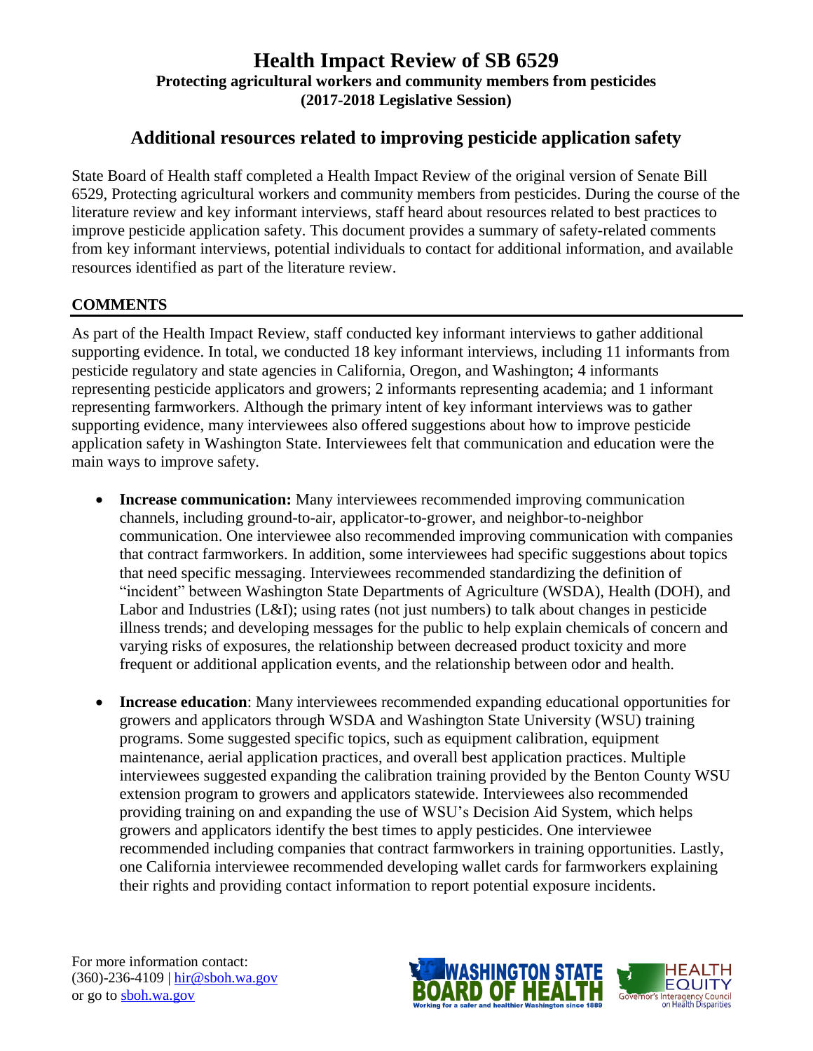# Health Impact Review of SB 6529

**Protecting agricultural workers and community members from pesticides**
**(2017-2018 Legislative Session)**

## Additional resources related to improving pesticide application safety

State Board of Health staff completed a Health Impact Review of the original version of Senate Bill 6529, Protecting agricultural workers and community members from pesticides. During the course of the literature review and key informant interviews, staff heard about resources related to best practices to improve pesticide application safety. This document provides a summary of safety-related comments from key informant interviews, potential individuals to contact for additional information, and available resources identified as part of the literature review.

### COMMENTS

As part of the Health Impact Review, staff conducted key informant interviews to gather additional supporting evidence. In total, we conducted 18 key informant interviews, including 11 informants from pesticide regulatory and state agencies in California, Oregon, and Washington; 4 informants representing pesticide applicators and growers; 2 informants representing academia; and 1 informant representing farmworkers. Although the primary intent of key informant interviews was to gather supporting evidence, many interviewees also offered suggestions about how to improve pesticide application safety in Washington State. Interviewees felt that communication and education were the main ways to improve safety.

- **Increase communication:** Many interviewees recommended improving communication channels, including ground-to-air, applicator-to-grower, and neighbor-to-neighbor communication. One interviewee also recommended improving communication with companies that contract farmworkers. In addition, some interviewees had specific suggestions about topics that need specific messaging. Interviewees recommended standardizing the definition of "incident" between Washington State Departments of Agriculture (WSDA), Health (DOH), and Labor and Industries (L&I); using rates (not just numbers) to talk about changes in pesticide illness trends; and developing messages for the public to help explain chemicals of concern and varying risks of exposures, the relationship between decreased product toxicity and more frequent or additional application events, and the relationship between odor and health.

- **Increase education**: Many interviewees recommended expanding educational opportunities for growers and applicators through WSDA and Washington State University (WSU) training programs. Some suggested specific topics, such as equipment calibration, equipment maintenance, aerial application practices, and overall best application practices. Multiple interviewees suggested expanding the calibration training provided by the Benton County WSU extension program to growers and applicators statewide. Interviewees also recommended providing training on and expanding the use of WSU's Decision Aid System, which helps growers and applicators identify the best times to apply pesticides. One interviewee recommended including companies that contract farmworkers in training opportunities. Lastly, one California interviewee recommended developing wallet cards for farmworkers explaining their rights and providing contact information to report potential exposure incidents.

For more information contact:
(360)-236-4109 | hir@sboh.wa.gov
or go to sboh.wa.gov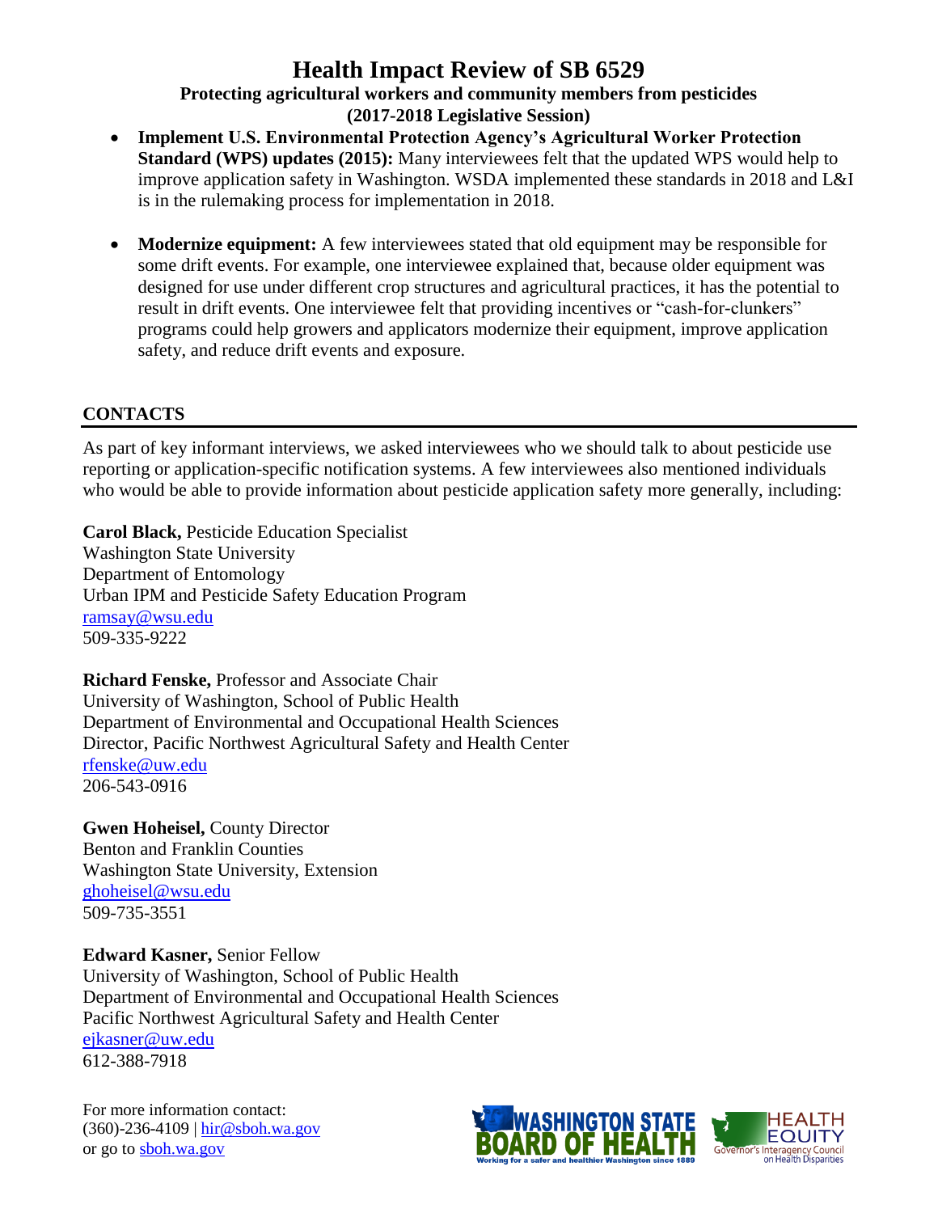- **Implement U.S. Environmental Protection Agency's Agricultural Worker Protection Standard (WPS) updates (2015):** Many interviewees felt that the updated WPS would help to improve application safety in Washington. WSDA implemented these standards in 2018 and L&I is in the rulemaking process for implementation in 2018.

- **Modernize equipment:** A few interviewees stated that old equipment may be responsible for some drift events. For example, one interviewee explained that, because older equipment was designed for use under different crop structures and agricultural practices, it has the potential to result in drift events. One interviewee felt that providing incentives or "cash-for-clunkers" programs could help growers and applicators modernize their equipment, improve application safety, and reduce drift events and exposure.

## CONTACTS

As part of key informant interviews, we asked interviewees who we should talk to about pesticide use reporting or application-specific notification systems. A few interviewees also mentioned individuals who would be able to provide information about pesticide application safety more generally, including:

**Carol Black,** Pesticide Education Specialist
Washington State University
Department of Entomology
Urban IPM and Pesticide Safety Education Program
ramsay@wsu.edu
509-335-9222

**Richard Fenske,** Professor and Associate Chair
University of Washington, School of Public Health
Department of Environmental and Occupational Health Sciences
Director, Pacific Northwest Agricultural Safety and Health Center
rfenske@uw.edu
206-543-0916

**Gwen Hoheisel,** County Director
Benton and Franklin Counties
Washington State University, Extension
ghoheisel@wsu.edu
509-735-3551

**Edward Kasner,** Senior Fellow
University of Washington, School of Public Health
Department of Environmental and Occupational Health Sciences
Pacific Northwest Agricultural Safety and Health Center
ejkasner@uw.edu
612-388-7918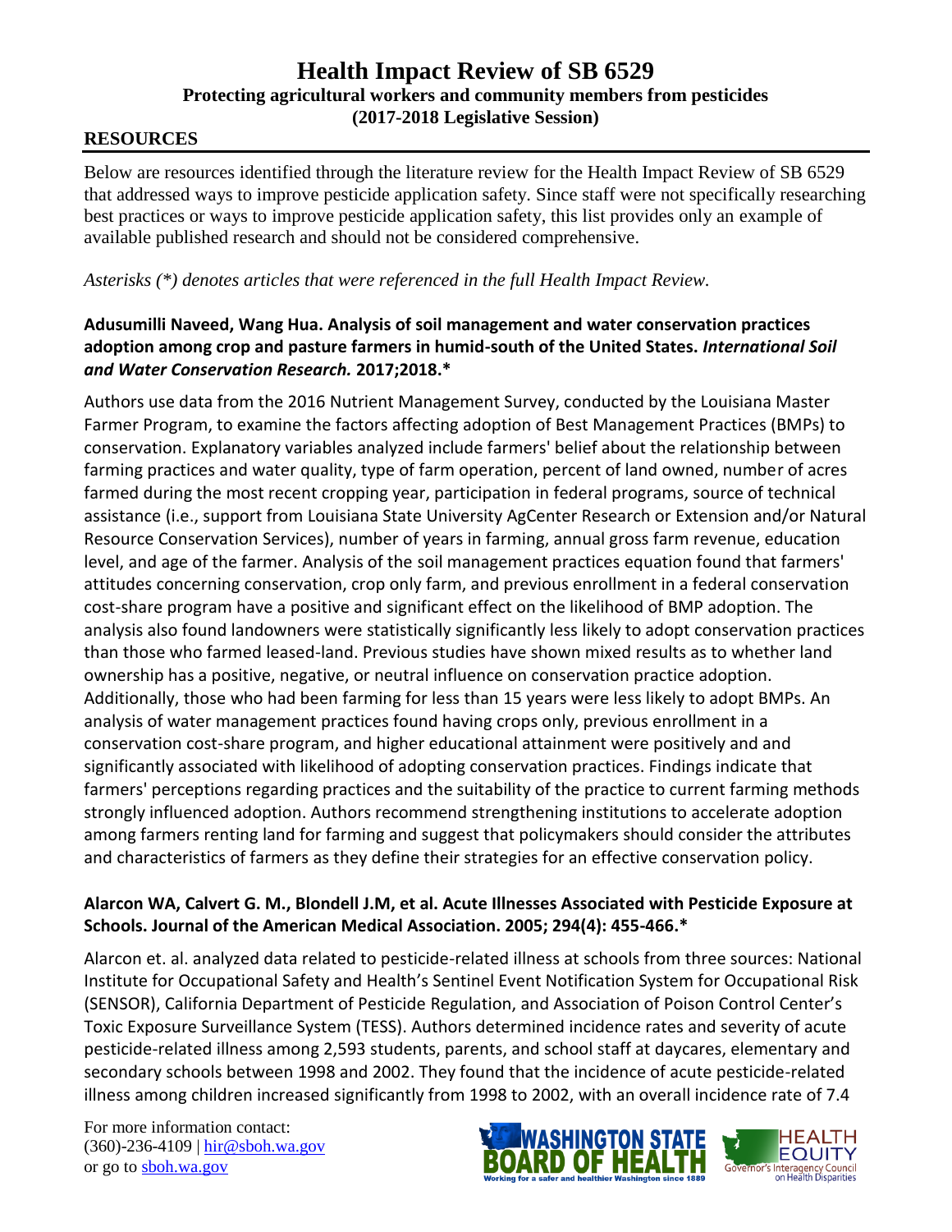# Health Impact Review of SB 6529

**Protecting agricultural workers and community members from pesticides (2017-2018 Legislative Session)**

## RESOURCES

Below are resources identified through the literature review for the Health Impact Review of SB 6529 that addressed ways to improve pesticide application safety. Since staff were not specifically researching best practices or ways to improve pesticide application safety, this list provides only an example of available published research and should not be considered comprehensive.

*Asterisks (*) denotes articles that were referenced in the full Health Impact Review.*

**Adusumilli Naveed, Wang Hua. Analysis of soil management and water conservation practices adoption among crop and pasture farmers in humid-south of the United States. *International Soil and Water Conservation Research.* 2017;2018.***

Authors use data from the 2016 Nutrient Management Survey, conducted by the Louisiana Master Farmer Program, to examine the factors affecting adoption of Best Management Practices (BMPs) to conservation. Explanatory variables analyzed include farmers' belief about the relationship between farming practices and water quality, type of farm operation, percent of land owned, number of acres farmed during the most recent cropping year, participation in federal programs, source of technical assistance (i.e., support from Louisiana State University AgCenter Research or Extension and/or Natural Resource Conservation Services), number of years in farming, annual gross farm revenue, education level, and age of the farmer. Analysis of the soil management practices equation found that farmers' attitudes concerning conservation, crop only farm, and previous enrollment in a federal conservation cost-share program have a positive and significant effect on the likelihood of BMP adoption. The analysis also found landowners were statistically significantly less likely to adopt conservation practices than those who farmed leased-land. Previous studies have shown mixed results as to whether land ownership has a positive, negative, or neutral influence on conservation practice adoption. Additionally, those who had been farming for less than 15 years were less likely to adopt BMPs. An analysis of water management practices found having crops only, previous enrollment in a conservation cost-share program, and higher educational attainment were positively and and significantly associated with likelihood of adopting conservation practices. Findings indicate that farmers' perceptions regarding practices and the suitability of the practice to current farming methods strongly influenced adoption. Authors recommend strengthening institutions to accelerate adoption among farmers renting land for farming and suggest that policymakers should consider the attributes and characteristics of farmers as they define their strategies for an effective conservation policy.

**Alarcon WA, Calvert G. M., Blondell J.M, et al. Acute Illnesses Associated with Pesticide Exposure at Schools. Journal of the American Medical Association. 2005; 294(4): 455-466.***

Alarcon et. al. analyzed data related to pesticide-related illness at schools from three sources: National Institute for Occupational Safety and Health's Sentinel Event Notification System for Occupational Risk (SENSOR), California Department of Pesticide Regulation, and Association of Poison Control Center's Toxic Exposure Surveillance System (TESS). Authors determined incidence rates and severity of acute pesticide-related illness among 2,593 students, parents, and school staff at daycares, elementary and secondary schools between 1998 and 2002. They found that the incidence of acute pesticide-related illness among children increased significantly from 1998 to 2002, with an overall incidence rate of 7.4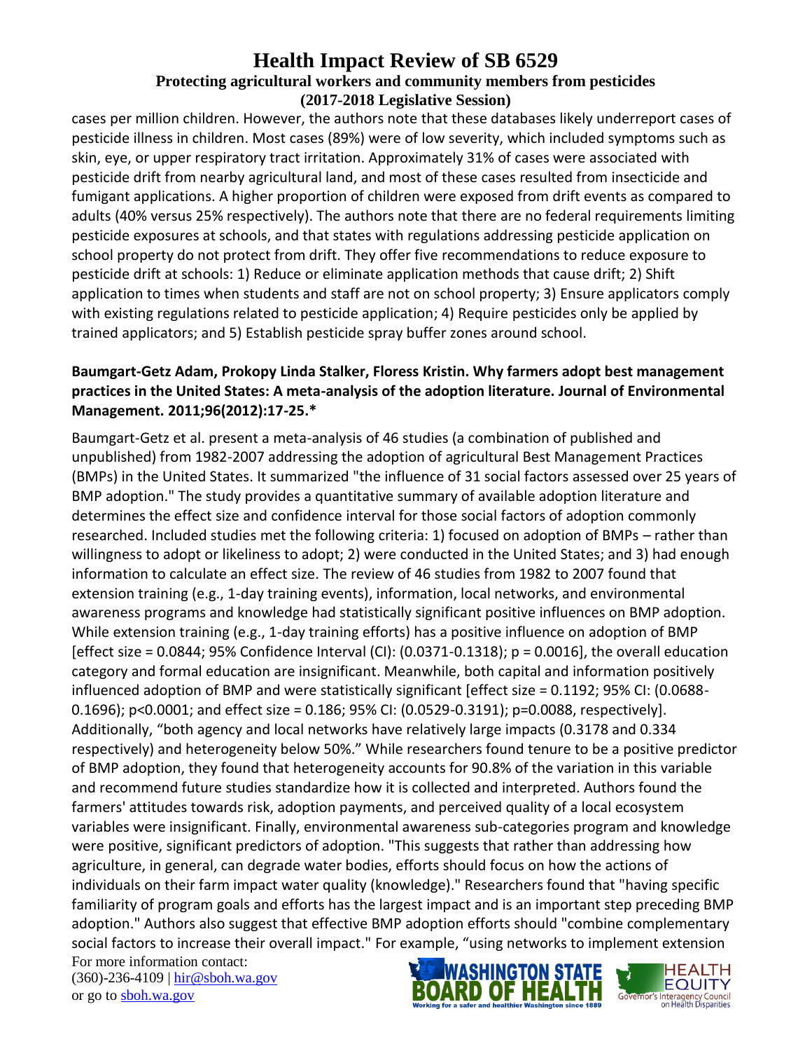cases per million children. However, the authors note that these databases likely underreport cases of pesticide illness in children. Most cases (89%) were of low severity, which included symptoms such as skin, eye, or upper respiratory tract irritation. Approximately 31% of cases were associated with pesticide drift from nearby agricultural land, and most of these cases resulted from insecticide and fumigant applications. A higher proportion of children were exposed from drift events as compared to adults (40% versus 25% respectively). The authors note that there are no federal requirements limiting pesticide exposures at schools, and that states with regulations addressing pesticide application on school property do not protect from drift. They offer five recommendations to reduce exposure to pesticide drift at schools: 1) Reduce or eliminate application methods that cause drift; 2) Shift application to times when students and staff are not on school property; 3) Ensure applicators comply with existing regulations related to pesticide application; 4) Require pesticides only be applied by trained applicators; and 5) Establish pesticide spray buffer zones around school.

**Baumgart-Getz Adam, Prokopy Linda Stalker, Floress Kristin. Why farmers adopt best management practices in the United States: A meta-analysis of the adoption literature. Journal of Environmental Management. 2011;96(2012):17-25.***

Baumgart-Getz et al. present a meta-analysis of 46 studies (a combination of published and unpublished) from 1982-2007 addressing the adoption of agricultural Best Management Practices (BMPs) in the United States. It summarized "the influence of 31 social factors assessed over 25 years of BMP adoption." The study provides a quantitative summary of available adoption literature and determines the effect size and confidence interval for those social factors of adoption commonly researched. Included studies met the following criteria: 1) focused on adoption of BMPs – rather than willingness to adopt or likeliness to adopt; 2) were conducted in the United States; and 3) had enough information to calculate an effect size. The review of 46 studies from 1982 to 2007 found that extension training (e.g., 1-day training events), information, local networks, and environmental awareness programs and knowledge had statistically significant positive influences on BMP adoption. While extension training (e.g., 1-day training efforts) has a positive influence on adoption of BMP [effect size = 0.0844; 95% Confidence Interval (CI): (0.0371-0.1318); p = 0.0016], the overall education category and formal education are insignificant. Meanwhile, both capital and information positively influenced adoption of BMP and were statistically significant [effect size = 0.1192; 95% CI: (0.0688-0.1696); p<0.0001; and effect size = 0.186; 95% CI: (0.0529-0.3191); p=0.0088, respectively]. Additionally, "both agency and local networks have relatively large impacts (0.3178 and 0.334 respectively) and heterogeneity below 50%." While researchers found tenure to be a positive predictor of BMP adoption, they found that heterogeneity accounts for 90.8% of the variation in this variable and recommend future studies standardize how it is collected and interpreted. Authors found the farmers' attitudes towards risk, adoption payments, and perceived quality of a local ecosystem variables were insignificant. Finally, environmental awareness sub-categories program and knowledge were positive, significant predictors of adoption. "This suggests that rather than addressing how agriculture, in general, can degrade water bodies, efforts should focus on how the actions of individuals on their farm impact water quality (knowledge)." Researchers found that "having specific familiarity of program goals and efforts has the largest impact and is an important step preceding BMP adoption." Authors also suggest that effective BMP adoption efforts should "combine complementary social factors to increase their overall impact." For example, "using networks to implement extension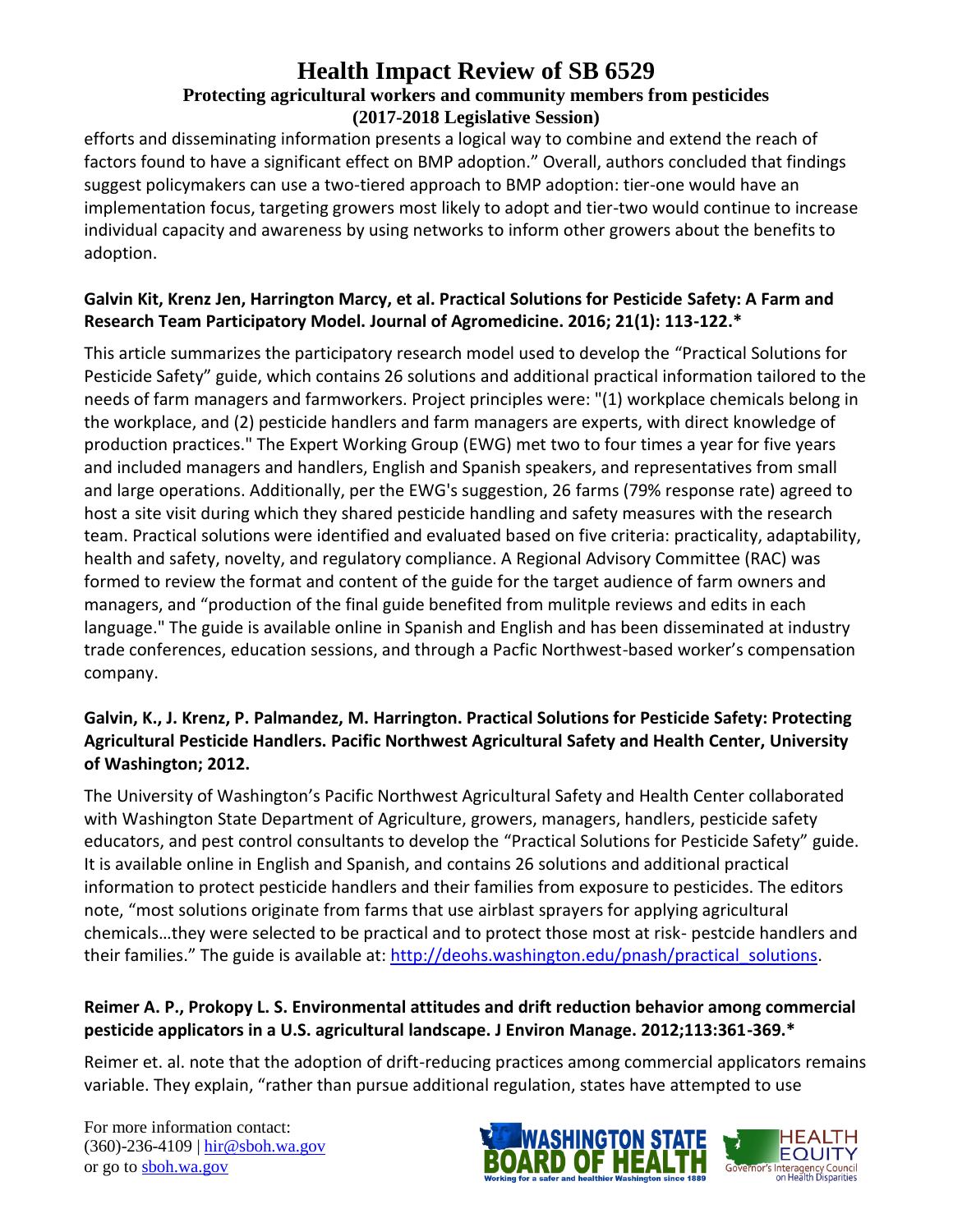efforts and disseminating information presents a logical way to combine and extend the reach of factors found to have a significant effect on BMP adoption." Overall, authors concluded that findings suggest policymakers can use a two-tiered approach to BMP adoption: tier-one would have an implementation focus, targeting growers most likely to adopt and tier-two would continue to increase individual capacity and awareness by using networks to inform other growers about the benefits to adoption.

**Galvin Kit, Krenz Jen, Harrington Marcy, et al. Practical Solutions for Pesticide Safety: A Farm and Research Team Participatory Model. Journal of Agromedicine. 2016; 21(1): 113-122.***

This article summarizes the participatory research model used to develop the "Practical Solutions for Pesticide Safety" guide, which contains 26 solutions and additional practical information tailored to the needs of farm managers and farmworkers. Project principles were: "(1) workplace chemicals belong in the workplace, and (2) pesticide handlers and farm managers are experts, with direct knowledge of production practices." The Expert Working Group (EWG) met two to four times a year for five years and included managers and handlers, English and Spanish speakers, and representatives from small and large operations. Additionally, per the EWG's suggestion, 26 farms (79% response rate) agreed to host a site visit during which they shared pesticide handling and safety measures with the research team. Practical solutions were identified and evaluated based on five criteria: practicality, adaptability, health and safety, novelty, and regulatory compliance. A Regional Advisory Committee (RAC) was formed to review the format and content of the guide for the target audience of farm owners and managers, and "production of the final guide benefited from mulitple reviews and edits in each language." The guide is available online in Spanish and English and has been disseminated at industry trade conferences, education sessions, and through a Pacfic Northwest-based worker's compensation company.

**Galvin, K., J. Krenz, P. Palmandez, M. Harrington. Practical Solutions for Pesticide Safety: Protecting Agricultural Pesticide Handlers. Pacific Northwest Agricultural Safety and Health Center, University of Washington; 2012.**

The University of Washington's Pacific Northwest Agricultural Safety and Health Center collaborated with Washington State Department of Agriculture, growers, managers, handlers, pesticide safety educators, and pest control consultants to develop the "Practical Solutions for Pesticide Safety" guide. It is available online in English and Spanish, and contains 26 solutions and additional practical information to protect pesticide handlers and their families from exposure to pesticides. The editors note, "most solutions originate from farms that use airblast sprayers for applying agricultural chemicals…they were selected to be practical and to protect those most at risk- pestcide handlers and their families." The guide is available at: [http://deohs.washington.edu/pnash/practical_solutions](http://deohs.washington.edu/pnash/practical_solutions).

**Reimer A. P., Prokopy L. S. Environmental attitudes and drift reduction behavior among commercial pesticide applicators in a U.S. agricultural landscape. J Environ Manage. 2012;113:361-369.***

Reimer et. al. note that the adoption of drift-reducing practices among commercial applicators remains variable. They explain, "rather than pursue additional regulation, states have attempted to use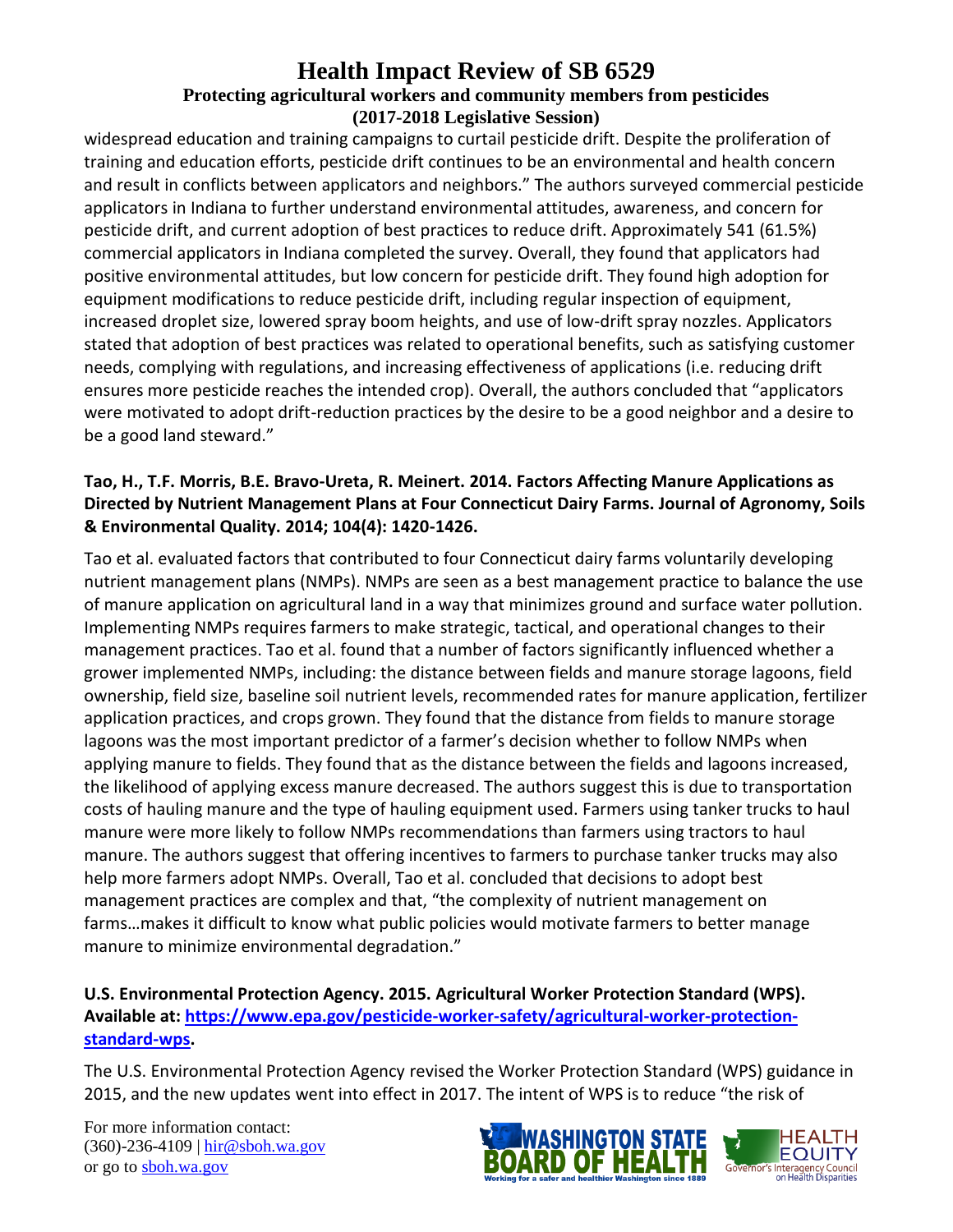widespread education and training campaigns to curtail pesticide drift. Despite the proliferation of training and education efforts, pesticide drift continues to be an environmental and health concern and result in conflicts between applicators and neighbors." The authors surveyed commercial pesticide applicators in Indiana to further understand environmental attitudes, awareness, and concern for pesticide drift, and current adoption of best practices to reduce drift. Approximately 541 (61.5%) commercial applicators in Indiana completed the survey. Overall, they found that applicators had positive environmental attitudes, but low concern for pesticide drift. They found high adoption for equipment modifications to reduce pesticide drift, including regular inspection of equipment, increased droplet size, lowered spray boom heights, and use of low-drift spray nozzles. Applicators stated that adoption of best practices was related to operational benefits, such as satisfying customer needs, complying with regulations, and increasing effectiveness of applications (i.e. reducing drift ensures more pesticide reaches the intended crop). Overall, the authors concluded that "applicators were motivated to adopt drift-reduction practices by the desire to be a good neighbor and a desire to be a good land steward."

**Tao, H., T.F. Morris, B.E. Bravo-Ureta, R. Meinert. 2014. Factors Affecting Manure Applications as Directed by Nutrient Management Plans at Four Connecticut Dairy Farms. Journal of Agronomy, Soils & Environmental Quality. 2014; 104(4): 1420-1426.**

Tao et al. evaluated factors that contributed to four Connecticut dairy farms voluntarily developing nutrient management plans (NMPs). NMPs are seen as a best management practice to balance the use of manure application on agricultural land in a way that minimizes ground and surface water pollution. Implementing NMPs requires farmers to make strategic, tactical, and operational changes to their management practices. Tao et al. found that a number of factors significantly influenced whether a grower implemented NMPs, including: the distance between fields and manure storage lagoons, field ownership, field size, baseline soil nutrient levels, recommended rates for manure application, fertilizer application practices, and crops grown. They found that the distance from fields to manure storage lagoons was the most important predictor of a farmer's decision whether to follow NMPs when applying manure to fields. They found that as the distance between the fields and lagoons increased, the likelihood of applying excess manure decreased. The authors suggest this is due to transportation costs of hauling manure and the type of hauling equipment used. Farmers using tanker trucks to haul manure were more likely to follow NMPs recommendations than farmers using tractors to haul manure. The authors suggest that offering incentives to farmers to purchase tanker trucks may also help more farmers adopt NMPs. Overall, Tao et al. concluded that decisions to adopt best management practices are complex and that, "the complexity of nutrient management on farms…makes it difficult to know what public policies would motivate farmers to better manage manure to minimize environmental degradation."

**U.S. Environmental Protection Agency. 2015. Agricultural Worker Protection Standard (WPS). Available at: [https://www.epa.gov/pesticide-worker-safety/agricultural-worker-protection-standard-wps](https://www.epa.gov/pesticide-worker-safety/agricultural-worker-protection-standard-wps).**

The U.S. Environmental Protection Agency revised the Worker Protection Standard (WPS) guidance in 2015, and the new updates went into effect in 2017. The intent of WPS is to reduce "the risk of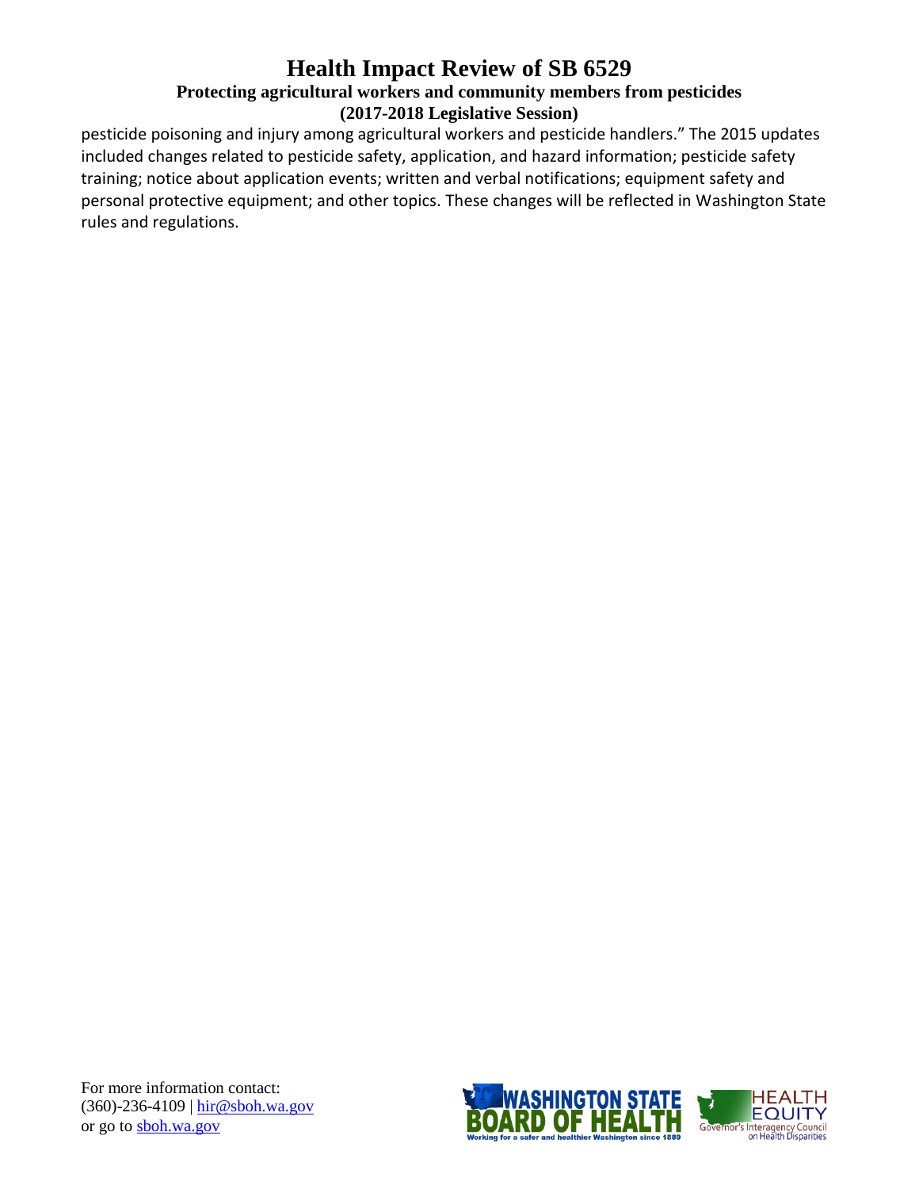pesticide poisoning and injury among agricultural workers and pesticide handlers." The 2015 updates included changes related to pesticide safety, application, and hazard information; pesticide safety training; notice about application events; written and verbal notifications; equipment safety and personal protective equipment; and other topics. These changes will be reflected in Washington State rules and regulations.